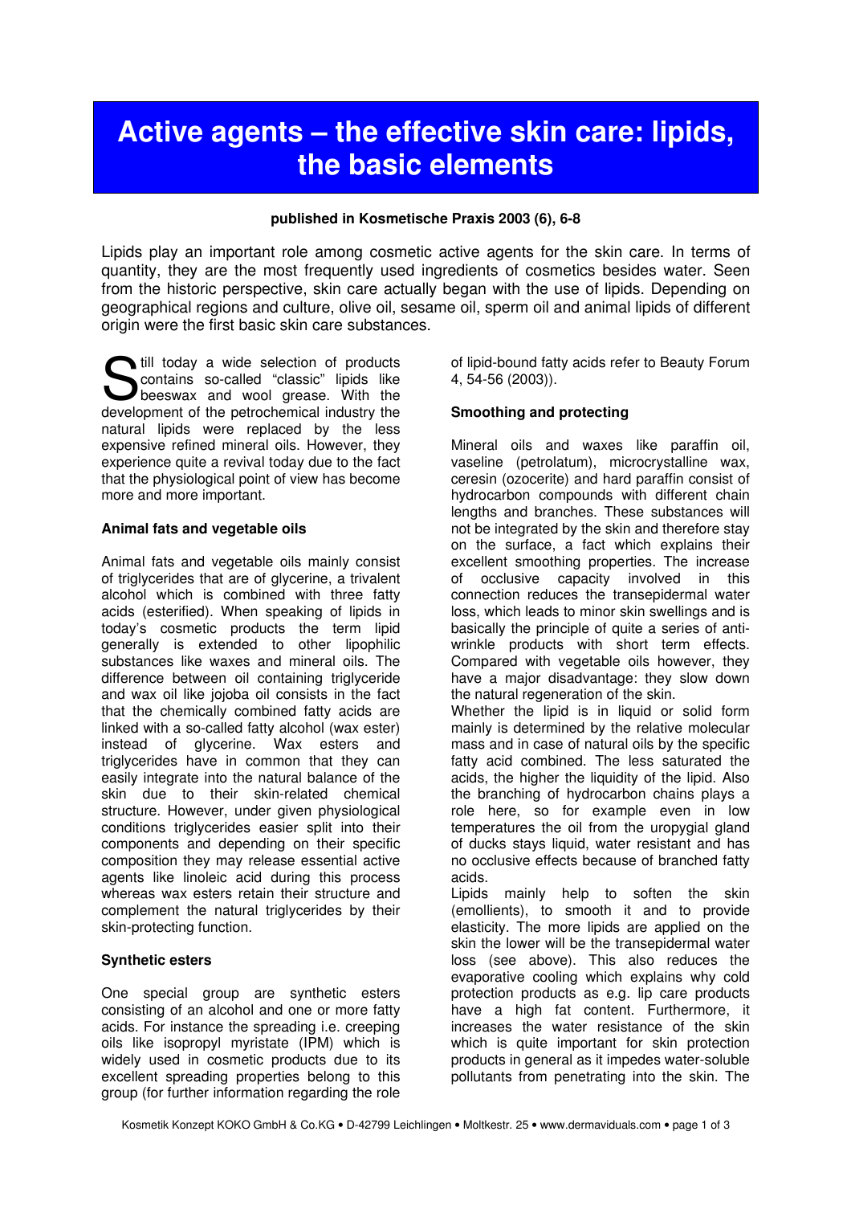# Active agents – the effective skin care: lipids, the basic elements

**published in Kosmetische Praxis 2003 (6), 6-8**

Lipids play an important role among cosmetic active agents for the skin care. In terms of quantity, they are the most frequently used ingredients of cosmetics besides water. Seen from the historic perspective, skin care actually began with the use of lipids. Depending on geographical regions and culture, olive oil, sesame oil, sperm oil and animal lipids of different origin were the first basic skin care substances.

Still today a wide selection of products contains so-called "classic" lipids like beeswax and wool grease. With the development of the petrochemical industry the natural lipids were replaced by the less expensive refined mineral oils. However, they experience quite a revival today due to the fact that the physiological point of view has become more and more important.

### Animal fats and vegetable oils

Animal fats and vegetable oils mainly consist of triglycerides that are of glycerine, a trivalent alcohol which is combined with three fatty acids (esterified). When speaking of lipids in today's cosmetic products the term lipid generally is extended to other lipophilic substances like waxes and mineral oils. The difference between oil containing triglyceride and wax oil like jojoba oil consists in the fact that the chemically combined fatty acids are linked with a so-called fatty alcohol (wax ester) instead of glycerine. Wax esters and triglycerides have in common that they can easily integrate into the natural balance of the skin due to their skin-related chemical structure. However, under given physiological conditions triglycerides easier split into their components and depending on their specific composition they may release essential active agents like linoleic acid during this process whereas wax esters retain their structure and complement the natural triglycerides by their skin-protecting function.

### Synthetic esters

One special group are synthetic esters consisting of an alcohol and one or more fatty acids. For instance the spreading i.e. creeping oils like isopropyl myristate (IPM) which is widely used in cosmetic products due to its excellent spreading properties belong to this group (for further information regarding the role of lipid-bound fatty acids refer to Beauty Forum 4, 54-56 (2003)).

### Smoothing and protecting

Mineral oils and waxes like paraffin oil, vaseline (petrolatum), microcrystalline wax, ceresin (ozocerite) and hard paraffin consist of hydrocarbon compounds with different chain lengths and branches. These substances will not be integrated by the skin and therefore stay on the surface, a fact which explains their excellent smoothing properties. The increase of occlusive capacity involved in this connection reduces the transepidermal water loss, which leads to minor skin swellings and is basically the principle of quite a series of anti-wrinkle products with short term effects. Compared with vegetable oils however, they have a major disadvantage: they slow down the natural regeneration of the skin.

Whether the lipid is in liquid or solid form mainly is determined by the relative molecular mass and in case of natural oils by the specific fatty acid combined. The less saturated the acids, the higher the liquidity of the lipid. Also the branching of hydrocarbon chains plays a role here, so for example even in low temperatures the oil from the uropygial gland of ducks stays liquid, water resistant and has no occlusive effects because of branched fatty acids.

Lipids mainly help to soften the skin (emollients), to smooth it and to provide elasticity. The more lipids are applied on the skin the lower will be the transepidermal water loss (see above). This also reduces the evaporative cooling which explains why cold protection products as e.g. lip care products have a high fat content. Furthermore, it increases the water resistance of the skin which is quite important for skin protection products in general as it impedes water-soluble pollutants from penetrating into the skin. The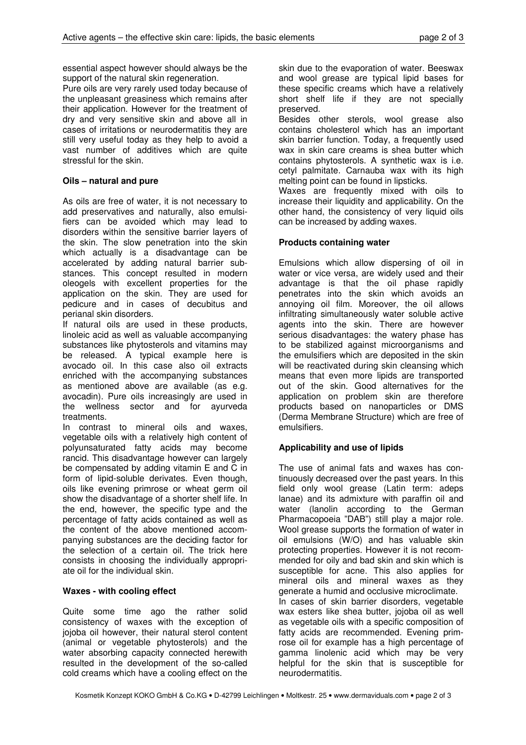essential aspect however should always be the support of the natural skin regeneration.

Pure oils are very rarely used today because of the unpleasant greasiness which remains after their application. However for the treatment of dry and very sensitive skin and above all in cases of irritations or neurodermatitis they are still very useful today as they help to avoid a vast number of additives which are quite stressful for the skin.

**Oils – natural and pure**

As oils are free of water, it is not necessary to add preservatives and naturally, also emulsifiers can be avoided which may lead to disorders within the sensitive barrier layers of the skin. The slow penetration into the skin which actually is a disadvantage can be accelerated by adding natural barrier substances. This concept resulted in modern oleogels with excellent properties for the application on the skin. They are used for pedicure and in cases of decubitus and perianal skin disorders.

If natural oils are used in these products, linoleic acid as well as valuable accompanying substances like phytosterols and vitamins may be released. A typical example here is avocado oil. In this case also oil extracts enriched with the accompanying substances as mentioned above are available (as e.g. avocadin). Pure oils increasingly are used in the wellness sector and for ayurveda treatments.

In contrast to mineral oils and waxes, vegetable oils with a relatively high content of polyunsaturated fatty acids may become rancid. This disadvantage however can largely be compensated by adding vitamin E and C in form of lipid-soluble derivates. Even though, oils like evening primrose or wheat germ oil show the disadvantage of a shorter shelf life. In the end, however, the specific type and the percentage of fatty acids contained as well as the content of the above mentioned accompanying substances are the deciding factor for the selection of a certain oil. The trick here consists in choosing the individually appropriate oil for the individual skin.

**Waxes - with cooling effect**

Quite some time ago the rather solid consistency of waxes with the exception of jojoba oil however, their natural sterol content (animal or vegetable phytosterols) and the water absorbing capacity connected herewith resulted in the development of the so-called cold creams which have a cooling effect on the skin due to the evaporation of water. Beeswax and wool grease are typical lipid bases for these specific creams which have a relatively short shelf life if they are not specially preserved.

Besides other sterols, wool grease also contains cholesterol which has an important skin barrier function. Today, a frequently used wax in skin care creams is shea butter which contains phytosterols. A synthetic wax is i.e. cetyl palmitate. Carnauba wax with its high melting point can be found in lipsticks.

Waxes are frequently mixed with oils to increase their liquidity and applicability. On the other hand, the consistency of very liquid oils can be increased by adding waxes.

**Products containing water**

Emulsions which allow dispersing of oil in water or vice versa, are widely used and their advantage is that the oil phase rapidly penetrates into the skin which avoids an annoying oil film. Moreover, the oil allows infiltrating simultaneously water soluble active agents into the skin. There are however serious disadvantages: the watery phase has to be stabilized against microorganisms and the emulsifiers which are deposited in the skin will be reactivated during skin cleansing which means that even more lipids are transported out of the skin. Good alternatives for the application on problem skin are therefore products based on nanoparticles or DMS (Derma Membrane Structure) which are free of emulsifiers.

**Applicability and use of lipids**

The use of animal fats and waxes has continuously decreased over the past years. In this field only wool grease (Latin term: adeps lanae) and its admixture with paraffin oil and water (lanolin according to the German Pharmacopoeia "DAB") still play a major role. Wool grease supports the formation of water in oil emulsions (W/O) and has valuable skin protecting properties. However it is not recommended for oily and bad skin and skin which is susceptible for acne. This also applies for mineral oils and mineral waxes as they generate a humid and occlusive microclimate.

In cases of skin barrier disorders, vegetable wax esters like shea butter, jojoba oil as well as vegetable oils with a specific composition of fatty acids are recommended. Evening primrose oil for example has a high percentage of gamma linolenic acid which may be very helpful for the skin that is susceptible for neurodermatitis.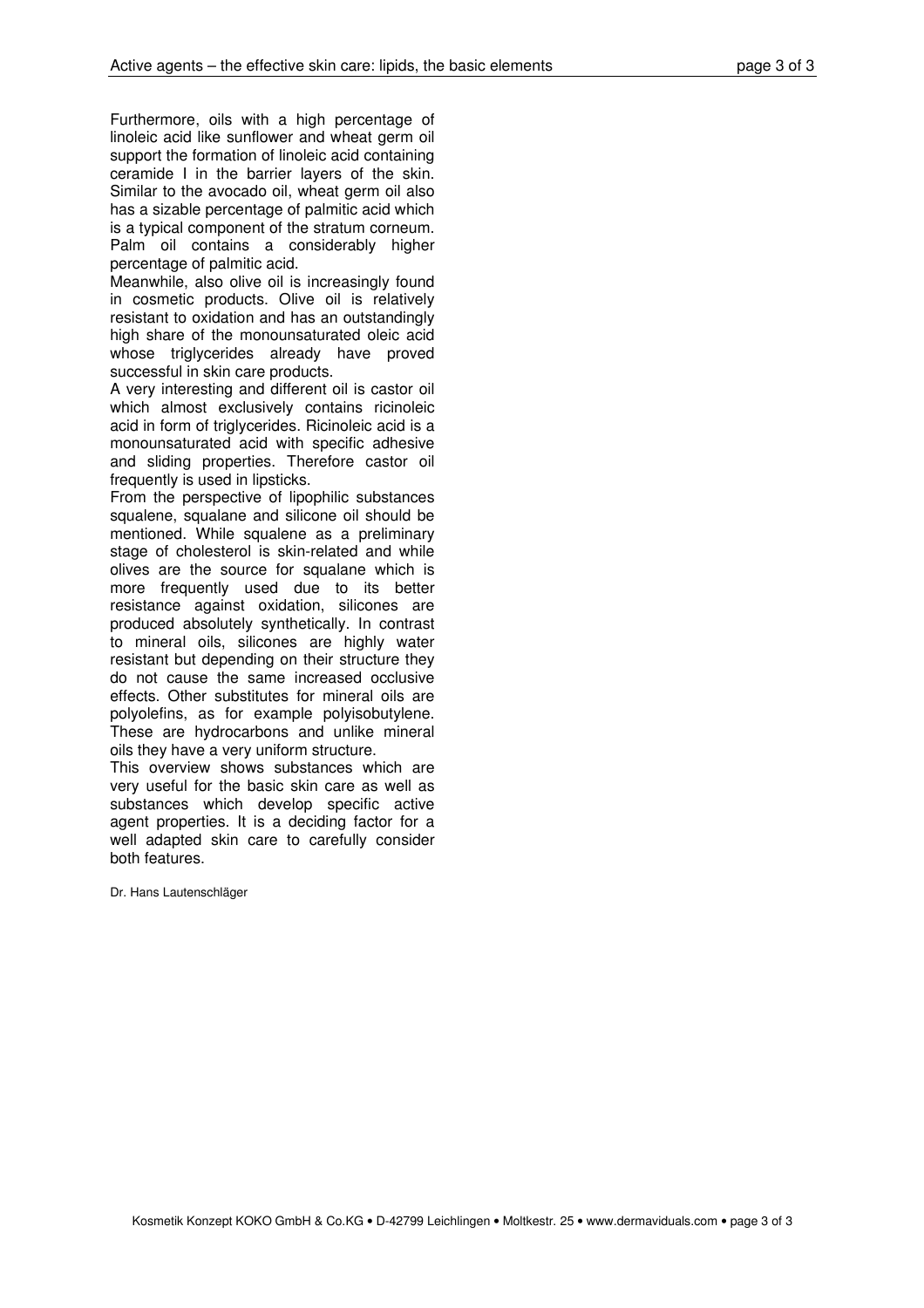Furthermore, oils with a high percentage of linoleic acid like sunflower and wheat germ oil support the formation of linoleic acid containing ceramide I in the barrier layers of the skin. Similar to the avocado oil, wheat germ oil also has a sizable percentage of palmitic acid which is a typical component of the stratum corneum. Palm oil contains a considerably higher percentage of palmitic acid.

Meanwhile, also olive oil is increasingly found in cosmetic products. Olive oil is relatively resistant to oxidation and has an outstandingly high share of the monounsaturated oleic acid whose triglycerides already have proved successful in skin care products.

A very interesting and different oil is castor oil which almost exclusively contains ricinoleic acid in form of triglycerides. Ricinoleic acid is a monounsaturated acid with specific adhesive and sliding properties. Therefore castor oil frequently is used in lipsticks.

From the perspective of lipophilic substances squalene, squalane and silicone oil should be mentioned. While squalene as a preliminary stage of cholesterol is skin-related and while olives are the source for squalane which is more frequently used due to its better resistance against oxidation, silicones are produced absolutely synthetically. In contrast to mineral oils, silicones are highly water resistant but depending on their structure they do not cause the same increased occlusive effects. Other substitutes for mineral oils are polyolefins, as for example polyisobutylene. These are hydrocarbons and unlike mineral oils they have a very uniform structure.

This overview shows substances which are very useful for the basic skin care as well as substances which develop specific active agent properties. It is a deciding factor for a well adapted skin care to carefully consider both features.

Dr. Hans Lautenschläger